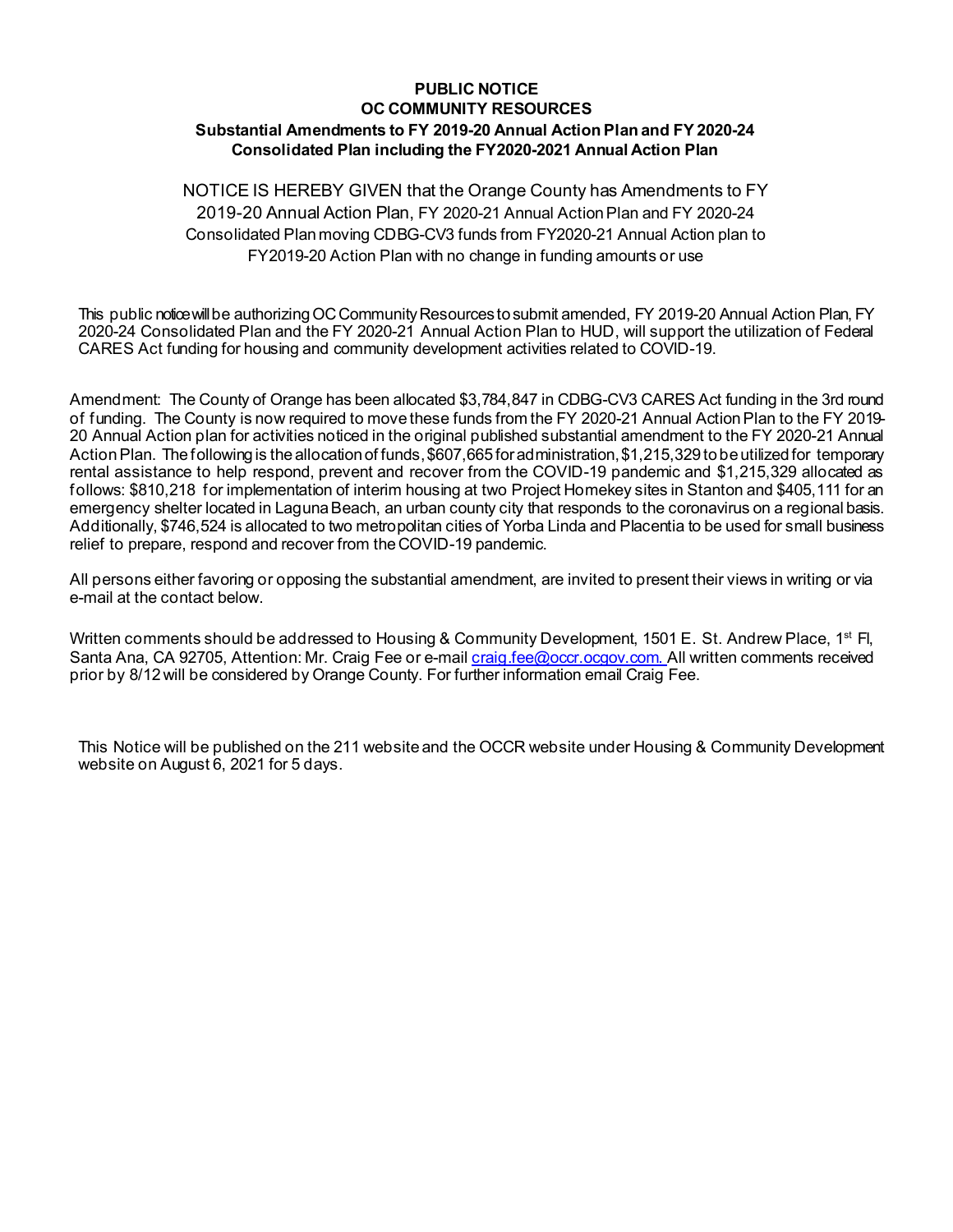**PUBLIC NOTICE**
**OC COMMUNITY RESOURCES**
**Substantial Amendments to FY 2019-20 Annual Action Plan and FY 2020-24 Consolidated Plan including the FY2020-2021 Annual Action Plan**

NOTICE IS HEREBY GIVEN that the Orange County has Amendments to FY 2019-20 Annual Action Plan, FY 2020-21 Annual Action Plan and FY 2020-24 Consolidated Plan moving CDBG-CV3 funds from FY2020-21 Annual Action plan to FY2019-20 Action Plan with no change in funding amounts or use

This public notice will be authorizing OC Community Resources to submit amended, FY 2019-20 Annual Action Plan, FY 2020-24 Consolidated Plan and the FY 2020-21 Annual Action Plan to HUD, will support the utilization of Federal CARES Act funding for housing and community development activities related to COVID-19.

Amendment: The County of Orange has been allocated $3,784,847 in CDBG-CV3 CARES Act funding in the 3rd round of funding. The County is now required to move these funds from the FY 2020-21 Annual Action Plan to the FY 2019-20 Annual Action plan for activities noticed in the original published substantial amendment to the FY 2020-21 Annual Action Plan. The following is the allocation of funds, $607,665 for administration, $1,215,329 to be utilized for temporary rental assistance to help respond, prevent and recover from the COVID-19 pandemic and $1,215,329 allocated as follows: $810,218 for implementation of interim housing at two Project Homekey sites in Stanton and $405,111 for an emergency shelter located in Laguna Beach, an urban county city that responds to the coronavirus on a regional basis. Additionally, $746,524 is allocated to two metropolitan cities of Yorba Linda and Placentia to be used for small business relief to prepare, respond and recover from the COVID-19 pandemic.

All persons either favoring or opposing the substantial amendment, are invited to present their views in writing or via e-mail at the contact below.

Written comments should be addressed to Housing & Community Development, 1501 E. St. Andrew Place, 1st Fl, Santa Ana, CA 92705, Attention: Mr. Craig Fee or e-mail craig.fee@occr.ocgov.com. All written comments received prior by 8/12 will be considered by Orange County. For further information email Craig Fee.

This Notice will be published on the 211 website and the OCCR website under Housing & Community Development website on August 6, 2021 for 5 days.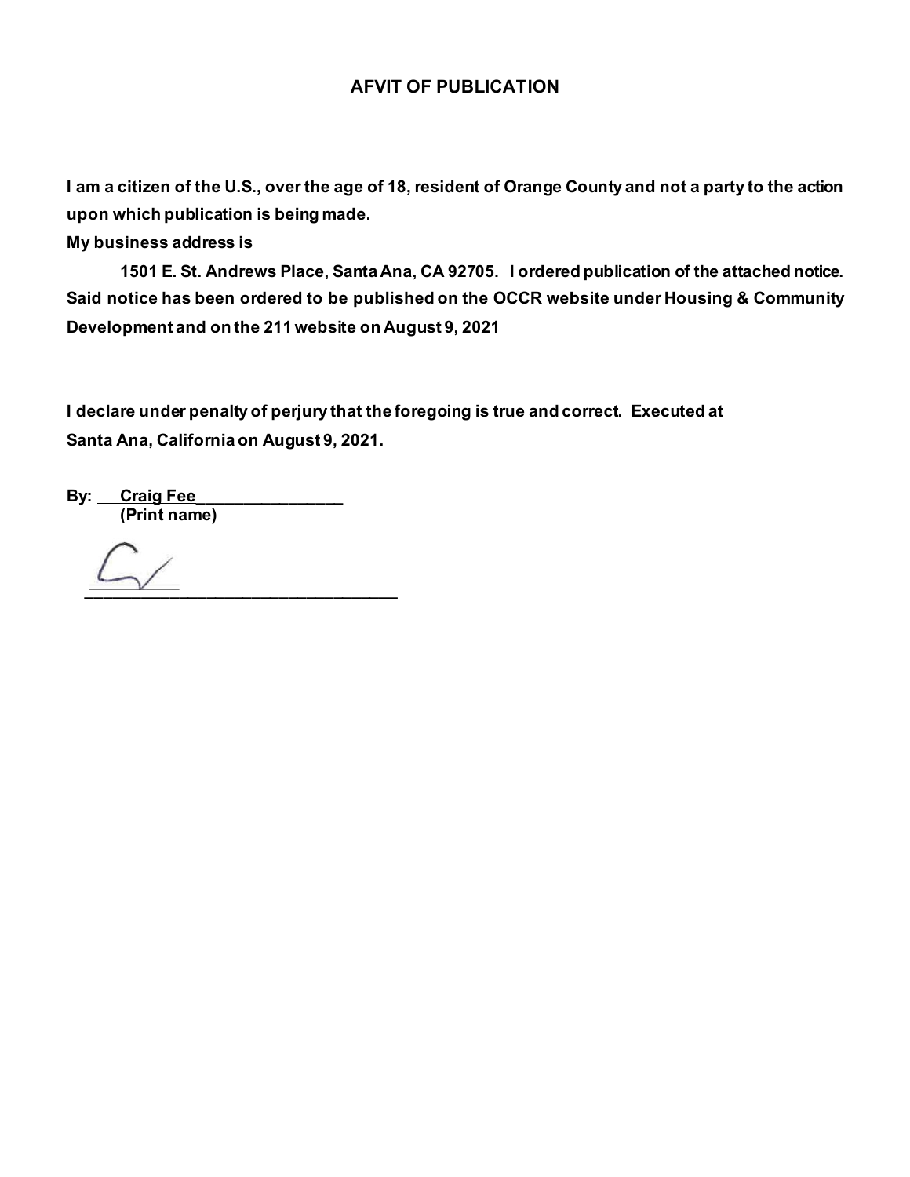## AFVIT OF PUBLICATION

**I am a citizen of the U.S., over the age of 18, resident of Orange County and not a party to the action upon which publication is being made.**

**My business address is**

**1501 E. St. Andrews Place, Santa Ana, CA 92705. I ordered publication of the attached notice. Said notice has been ordered to be published on the OCCR website under Housing & Community Development and on the 211 website on August 9, 2021**

**I declare under penalty of perjury that the foregoing is true and correct. Executed at Santa Ana, California on August 9, 2021.**

**By: Craig Fee**
**(Print name)**

___________________________________